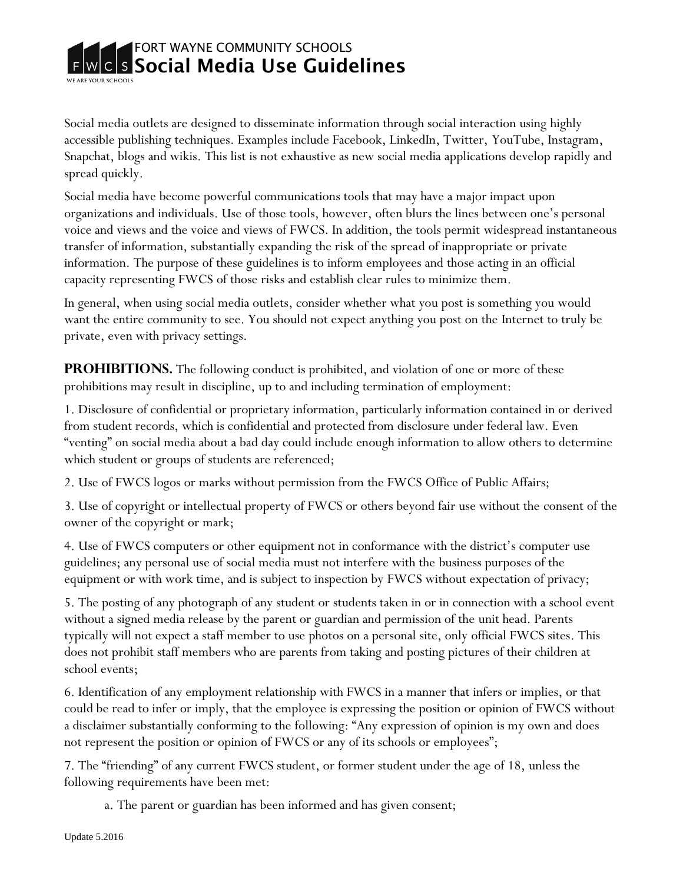# FORT WAYNE COMMUNITY SCHOOLS
# Social Media Use Guidelines

Social media outlets are designed to disseminate information through social interaction using highly accessible publishing techniques. Examples include Facebook, LinkedIn, Twitter, YouTube, Instagram, Snapchat, blogs and wikis. This list is not exhaustive as new social media applications develop rapidly and spread quickly.

Social media have become powerful communications tools that may have a major impact upon organizations and individuals. Use of those tools, however, often blurs the lines between one's personal voice and views and the voice and views of FWCS. In addition, the tools permit widespread instantaneous transfer of information, substantially expanding the risk of the spread of inappropriate or private information. The purpose of these guidelines is to inform employees and those acting in an official capacity representing FWCS of those risks and establish clear rules to minimize them.

In general, when using social media outlets, consider whether what you post is something you would want the entire community to see. You should not expect anything you post on the Internet to truly be private, even with privacy settings.

**PROHIBITIONS.** The following conduct is prohibited, and violation of one or more of these prohibitions may result in discipline, up to and including termination of employment:

1. Disclosure of confidential or proprietary information, particularly information contained in or derived from student records, which is confidential and protected from disclosure under federal law. Even "venting" on social media about a bad day could include enough information to allow others to determine which student or groups of students are referenced;

2. Use of FWCS logos or marks without permission from the FWCS Office of Public Affairs;

3. Use of copyright or intellectual property of FWCS or others beyond fair use without the consent of the owner of the copyright or mark;

4. Use of FWCS computers or other equipment not in conformance with the district's computer use guidelines; any personal use of social media must not interfere with the business purposes of the equipment or with work time, and is subject to inspection by FWCS without expectation of privacy;

5. The posting of any photograph of any student or students taken in or in connection with a school event without a signed media release by the parent or guardian and permission of the unit head. Parents typically will not expect a staff member to use photos on a personal site, only official FWCS sites. This does not prohibit staff members who are parents from taking and posting pictures of their children at school events;

6. Identification of any employment relationship with FWCS in a manner that infers or implies, or that could be read to infer or imply, that the employee is expressing the position or opinion of FWCS without a disclaimer substantially conforming to the following: "Any expression of opinion is my own and does not represent the position or opinion of FWCS or any of its schools or employees";

7. The "friending" of any current FWCS student, or former student under the age of 18, unless the following requirements have been met:

   a. The parent or guardian has been informed and has given consent;

Update 5.2016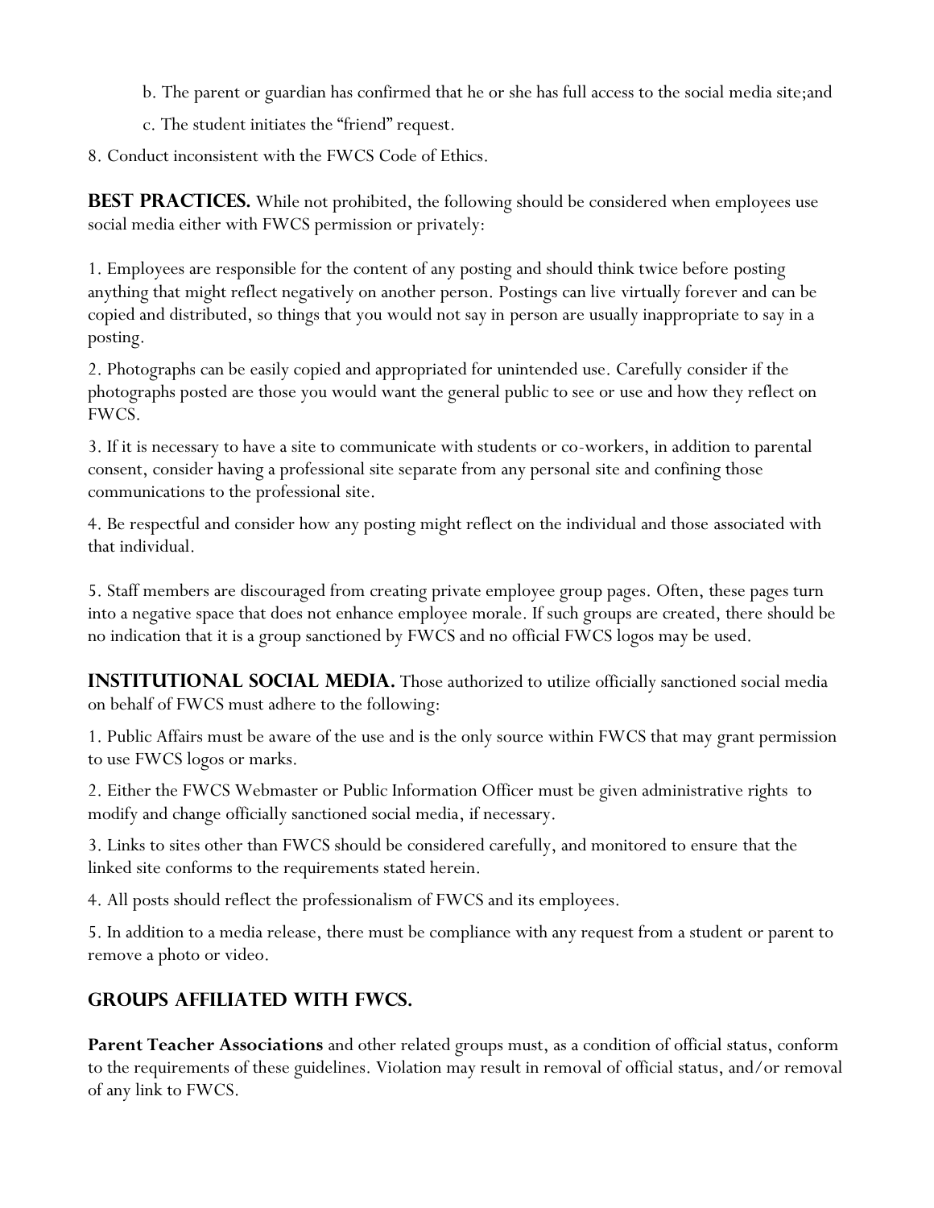b. The parent or guardian has confirmed that he or she has full access to the social media site;and

c. The student initiates the "friend" request.

8. Conduct inconsistent with the FWCS Code of Ethics.

**BEST PRACTICES.** While not prohibited, the following should be considered when employees use social media either with FWCS permission or privately:

1. Employees are responsible for the content of any posting and should think twice before posting anything that might reflect negatively on another person. Postings can live virtually forever and can be copied and distributed, so things that you would not say in person are usually inappropriate to say in a posting.

2. Photographs can be easily copied and appropriated for unintended use. Carefully consider if the photographs posted are those you would want the general public to see or use and how they reflect on FWCS.

3. If it is necessary to have a site to communicate with students or co-workers, in addition to parental consent, consider having a professional site separate from any personal site and confining those communications to the professional site.

4. Be respectful and consider how any posting might reflect on the individual and those associated with that individual.

5. Staff members are discouraged from creating private employee group pages. Often, these pages turn into a negative space that does not enhance employee morale. If such groups are created, there should be no indication that it is a group sanctioned by FWCS and no official FWCS logos may be used.

**INSTITUTIONAL SOCIAL MEDIA.** Those authorized to utilize officially sanctioned social media on behalf of FWCS must adhere to the following:

1. Public Affairs must be aware of the use and is the only source within FWCS that may grant permission to use FWCS logos or marks.

2. Either the FWCS Webmaster or Public Information Officer must be given administrative rights to modify and change officially sanctioned social media, if necessary.

3. Links to sites other than FWCS should be considered carefully, and monitored to ensure that the linked site conforms to the requirements stated herein.

4. All posts should reflect the professionalism of FWCS and its employees.

5. In addition to a media release, there must be compliance with any request from a student or parent to remove a photo or video.

## GROUPS AFFILIATED WITH FWCS.

**Parent Teacher Associations** and other related groups must, as a condition of official status, conform to the requirements of these guidelines. Violation may result in removal of official status, and/or removal of any link to FWCS.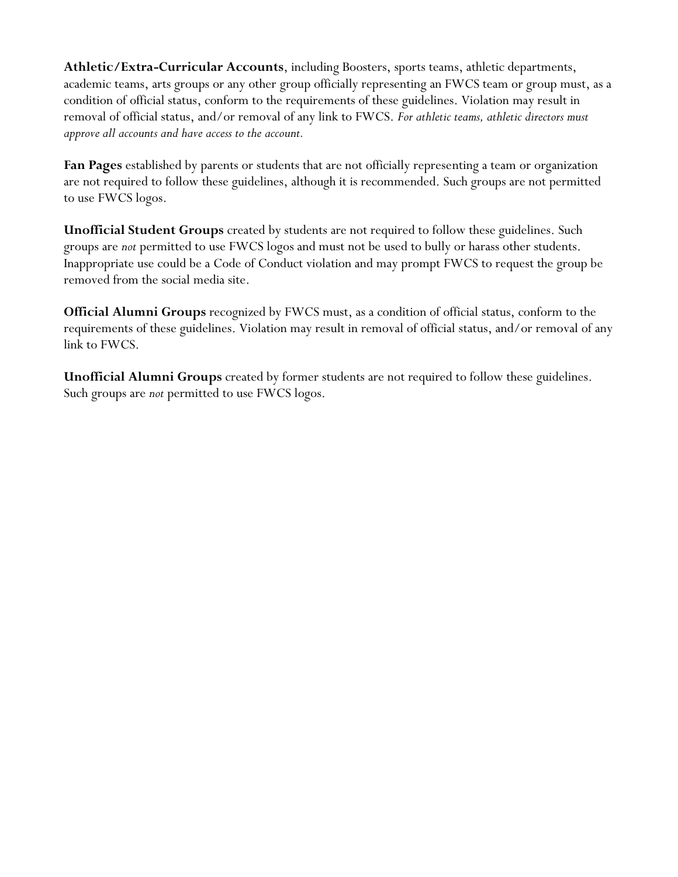**Athletic/Extra-Curricular Accounts**, including Boosters, sports teams, athletic departments, academic teams, arts groups or any other group officially representing an FWCS team or group must, as a condition of official status, conform to the requirements of these guidelines. Violation may result in removal of official status, and/or removal of any link to FWCS. *For athletic teams, athletic directors must approve all accounts and have access to the account.*

**Fan Pages** established by parents or students that are not officially representing a team or organization are not required to follow these guidelines, although it is recommended. Such groups are not permitted to use FWCS logos.

**Unofficial Student Groups** created by students are not required to follow these guidelines. Such groups are *not* permitted to use FWCS logos and must not be used to bully or harass other students. Inappropriate use could be a Code of Conduct violation and may prompt FWCS to request the group be removed from the social media site.

**Official Alumni Groups** recognized by FWCS must, as a condition of official status, conform to the requirements of these guidelines. Violation may result in removal of official status, and/or removal of any link to FWCS.

**Unofficial Alumni Groups** created by former students are not required to follow these guidelines. Such groups are *not* permitted to use FWCS logos.